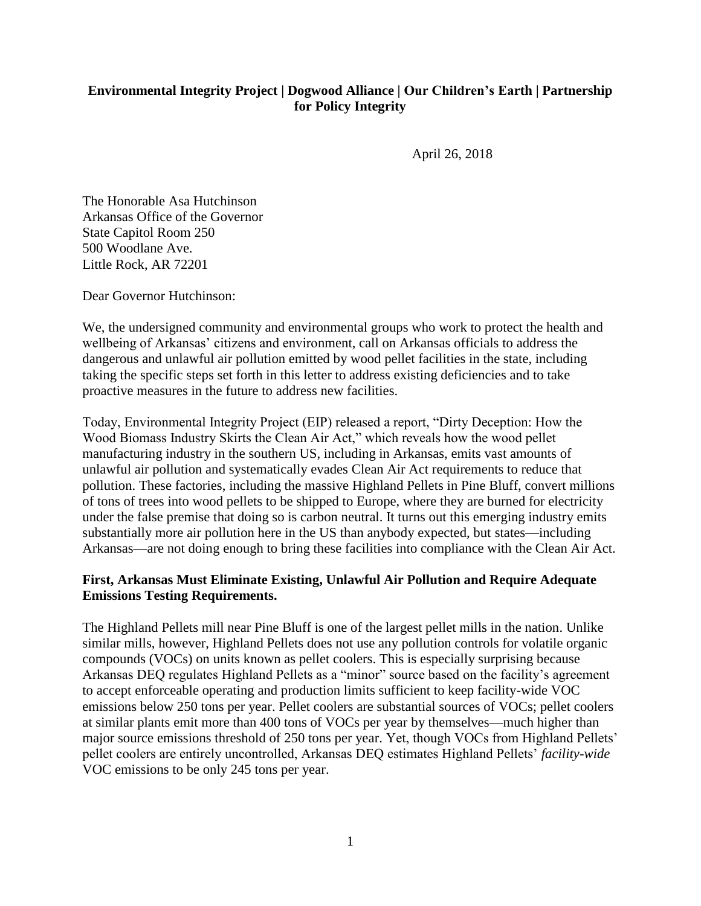**Environmental Integrity Project | Dogwood Alliance | Our Children's Earth | Partnership for Policy Integrity**

April 26, 2018

The Honorable Asa Hutchinson
Arkansas Office of the Governor
State Capitol Room 250
500 Woodlane Ave.
Little Rock, AR 72201

Dear Governor Hutchinson:

We, the undersigned community and environmental groups who work to protect the health and wellbeing of Arkansas' citizens and environment, call on Arkansas officials to address the dangerous and unlawful air pollution emitted by wood pellet facilities in the state, including taking the specific steps set forth in this letter to address existing deficiencies and to take proactive measures in the future to address new facilities.

Today, Environmental Integrity Project (EIP) released a report, "Dirty Deception: How the Wood Biomass Industry Skirts the Clean Air Act," which reveals how the wood pellet manufacturing industry in the southern US, including in Arkansas, emits vast amounts of unlawful air pollution and systematically evades Clean Air Act requirements to reduce that pollution. These factories, including the massive Highland Pellets in Pine Bluff, convert millions of tons of trees into wood pellets to be shipped to Europe, where they are burned for electricity under the false premise that doing so is carbon neutral. It turns out this emerging industry emits substantially more air pollution here in the US than anybody expected, but states—including Arkansas—are not doing enough to bring these facilities into compliance with the Clean Air Act.

**First, Arkansas Must Eliminate Existing, Unlawful Air Pollution and Require Adequate Emissions Testing Requirements.**

The Highland Pellets mill near Pine Bluff is one of the largest pellet mills in the nation. Unlike similar mills, however, Highland Pellets does not use any pollution controls for volatile organic compounds (VOCs) on units known as pellet coolers. This is especially surprising because Arkansas DEQ regulates Highland Pellets as a "minor" source based on the facility's agreement to accept enforceable operating and production limits sufficient to keep facility-wide VOC emissions below 250 tons per year. Pellet coolers are substantial sources of VOCs; pellet coolers at similar plants emit more than 400 tons of VOCs per year by themselves—much higher than major source emissions threshold of 250 tons per year. Yet, though VOCs from Highland Pellets' pellet coolers are entirely uncontrolled, Arkansas DEQ estimates Highland Pellets' *facility-wide* VOC emissions to be only 245 tons per year.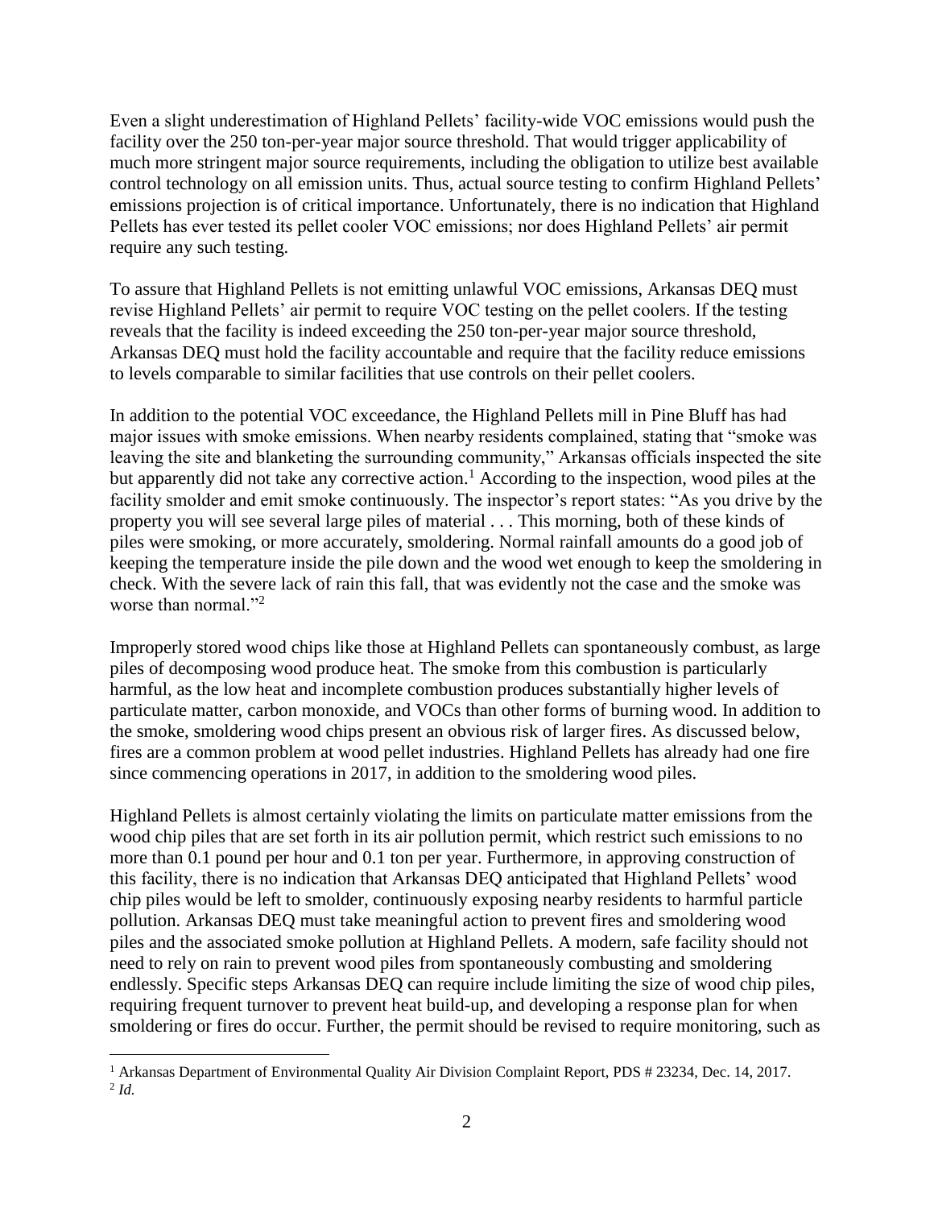Even a slight underestimation of Highland Pellets' facility-wide VOC emissions would push the facility over the 250 ton-per-year major source threshold. That would trigger applicability of much more stringent major source requirements, including the obligation to utilize best available control technology on all emission units. Thus, actual source testing to confirm Highland Pellets' emissions projection is of critical importance. Unfortunately, there is no indication that Highland Pellets has ever tested its pellet cooler VOC emissions; nor does Highland Pellets' air permit require any such testing.

To assure that Highland Pellets is not emitting unlawful VOC emissions, Arkansas DEQ must revise Highland Pellets' air permit to require VOC testing on the pellet coolers. If the testing reveals that the facility is indeed exceeding the 250 ton-per-year major source threshold, Arkansas DEQ must hold the facility accountable and require that the facility reduce emissions to levels comparable to similar facilities that use controls on their pellet coolers.

In addition to the potential VOC exceedance, the Highland Pellets mill in Pine Bluff has had major issues with smoke emissions. When nearby residents complained, stating that "smoke was leaving the site and blanketing the surrounding community," Arkansas officials inspected the site but apparently did not take any corrective action.[1] According to the inspection, wood piles at the facility smolder and emit smoke continuously. The inspector's report states: "As you drive by the property you will see several large piles of material . . . This morning, both of these kinds of piles were smoking, or more accurately, smoldering. Normal rainfall amounts do a good job of keeping the temperature inside the pile down and the wood wet enough to keep the smoldering in check. With the severe lack of rain this fall, that was evidently not the case and the smoke was worse than normal."[2]

Improperly stored wood chips like those at Highland Pellets can spontaneously combust, as large piles of decomposing wood produce heat. The smoke from this combustion is particularly harmful, as the low heat and incomplete combustion produces substantially higher levels of particulate matter, carbon monoxide, and VOCs than other forms of burning wood. In addition to the smoke, smoldering wood chips present an obvious risk of larger fires. As discussed below, fires are a common problem at wood pellet industries. Highland Pellets has already had one fire since commencing operations in 2017, in addition to the smoldering wood piles.

Highland Pellets is almost certainly violating the limits on particulate matter emissions from the wood chip piles that are set forth in its air pollution permit, which restrict such emissions to no more than 0.1 pound per hour and 0.1 ton per year. Furthermore, in approving construction of this facility, there is no indication that Arkansas DEQ anticipated that Highland Pellets' wood chip piles would be left to smolder, continuously exposing nearby residents to harmful particle pollution. Arkansas DEQ must take meaningful action to prevent fires and smoldering wood piles and the associated smoke pollution at Highland Pellets. A modern, safe facility should not need to rely on rain to prevent wood piles from spontaneously combusting and smoldering endlessly. Specific steps Arkansas DEQ can require include limiting the size of wood chip piles, requiring frequent turnover to prevent heat build-up, and developing a response plan for when smoldering or fires do occur. Further, the permit should be revised to require monitoring, such as

---

[1] Arkansas Department of Environmental Quality Air Division Complaint Report, PDS # 23234, Dec. 14, 2017.

[2] *Id.*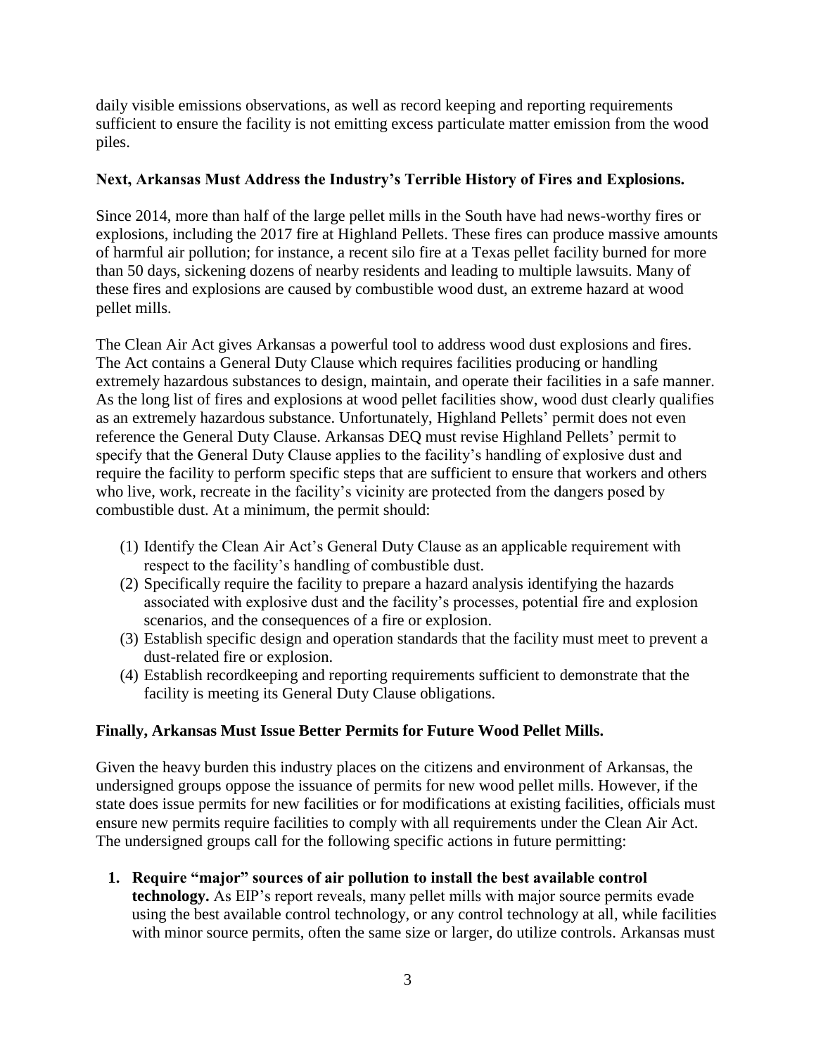daily visible emissions observations, as well as record keeping and reporting requirements sufficient to ensure the facility is not emitting excess particulate matter emission from the wood piles.

**Next, Arkansas Must Address the Industry's Terrible History of Fires and Explosions.**

Since 2014, more than half of the large pellet mills in the South have had news-worthy fires or explosions, including the 2017 fire at Highland Pellets. These fires can produce massive amounts of harmful air pollution; for instance, a recent silo fire at a Texas pellet facility burned for more than 50 days, sickening dozens of nearby residents and leading to multiple lawsuits. Many of these fires and explosions are caused by combustible wood dust, an extreme hazard at wood pellet mills.

The Clean Air Act gives Arkansas a powerful tool to address wood dust explosions and fires. The Act contains a General Duty Clause which requires facilities producing or handling extremely hazardous substances to design, maintain, and operate their facilities in a safe manner. As the long list of fires and explosions at wood pellet facilities show, wood dust clearly qualifies as an extremely hazardous substance. Unfortunately, Highland Pellets' permit does not even reference the General Duty Clause. Arkansas DEQ must revise Highland Pellets' permit to specify that the General Duty Clause applies to the facility's handling of explosive dust and require the facility to perform specific steps that are sufficient to ensure that workers and others who live, work, recreate in the facility's vicinity are protected from the dangers posed by combustible dust. At a minimum, the permit should:

(1) Identify the Clean Air Act's General Duty Clause as an applicable requirement with respect to the facility's handling of combustible dust.
(2) Specifically require the facility to prepare a hazard analysis identifying the hazards associated with explosive dust and the facility's processes, potential fire and explosion scenarios, and the consequences of a fire or explosion.
(3) Establish specific design and operation standards that the facility must meet to prevent a dust-related fire or explosion.
(4) Establish recordkeeping and reporting requirements sufficient to demonstrate that the facility is meeting its General Duty Clause obligations.

**Finally, Arkansas Must Issue Better Permits for Future Wood Pellet Mills.**

Given the heavy burden this industry places on the citizens and environment of Arkansas, the undersigned groups oppose the issuance of permits for new wood pellet mills. However, if the state does issue permits for new facilities or for modifications at existing facilities, officials must ensure new permits require facilities to comply with all requirements under the Clean Air Act. The undersigned groups call for the following specific actions in future permitting:

1. **Require "major" sources of air pollution to install the best available control technology.** As EIP's report reveals, many pellet mills with major source permits evade using the best available control technology, or any control technology at all, while facilities with minor source permits, often the same size or larger, do utilize controls. Arkansas must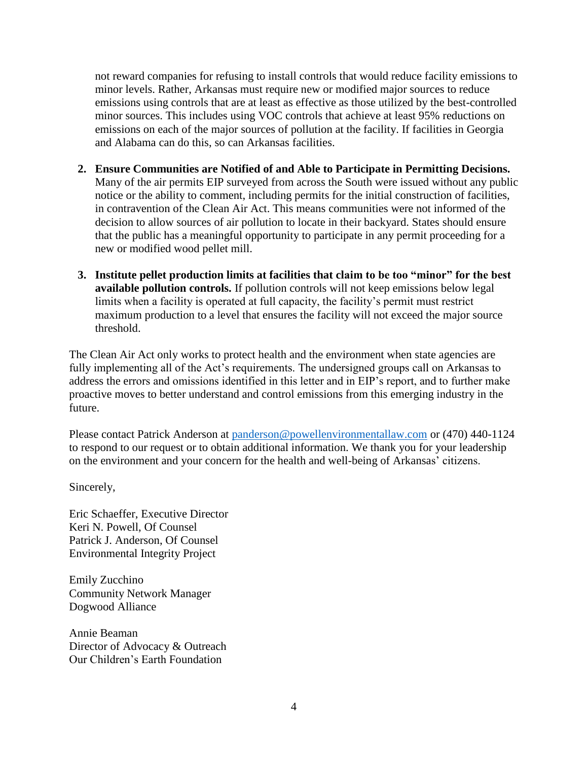not reward companies for refusing to install controls that would reduce facility emissions to minor levels. Rather, Arkansas must require new or modified major sources to reduce emissions using controls that are at least as effective as those utilized by the best-controlled minor sources. This includes using VOC controls that achieve at least 95% reductions on emissions on each of the major sources of pollution at the facility. If facilities in Georgia and Alabama can do this, so can Arkansas facilities.

2. **Ensure Communities are Notified of and Able to Participate in Permitting Decisions.** Many of the air permits EIP surveyed from across the South were issued without any public notice or the ability to comment, including permits for the initial construction of facilities, in contravention of the Clean Air Act. This means communities were not informed of the decision to allow sources of air pollution to locate in their backyard. States should ensure that the public has a meaningful opportunity to participate in any permit proceeding for a new or modified wood pellet mill.

3. **Institute pellet production limits at facilities that claim to be too "minor" for the best available pollution controls.** If pollution controls will not keep emissions below legal limits when a facility is operated at full capacity, the facility's permit must restrict maximum production to a level that ensures the facility will not exceed the major source threshold.

The Clean Air Act only works to protect health and the environment when state agencies are fully implementing all of the Act's requirements. The undersigned groups call on Arkansas to address the errors and omissions identified in this letter and in EIP's report, and to further make proactive moves to better understand and control emissions from this emerging industry in the future.

Please contact Patrick Anderson at panderson@powellenvironmentallaw.com or (470) 440-1124 to respond to our request or to obtain additional information. We thank you for your leadership on the environment and your concern for the health and well-being of Arkansas' citizens.

Sincerely,

Eric Schaeffer, Executive Director
Keri N. Powell, Of Counsel
Patrick J. Anderson, Of Counsel
Environmental Integrity Project

Emily Zucchino
Community Network Manager
Dogwood Alliance

Annie Beaman
Director of Advocacy & Outreach
Our Children's Earth Foundation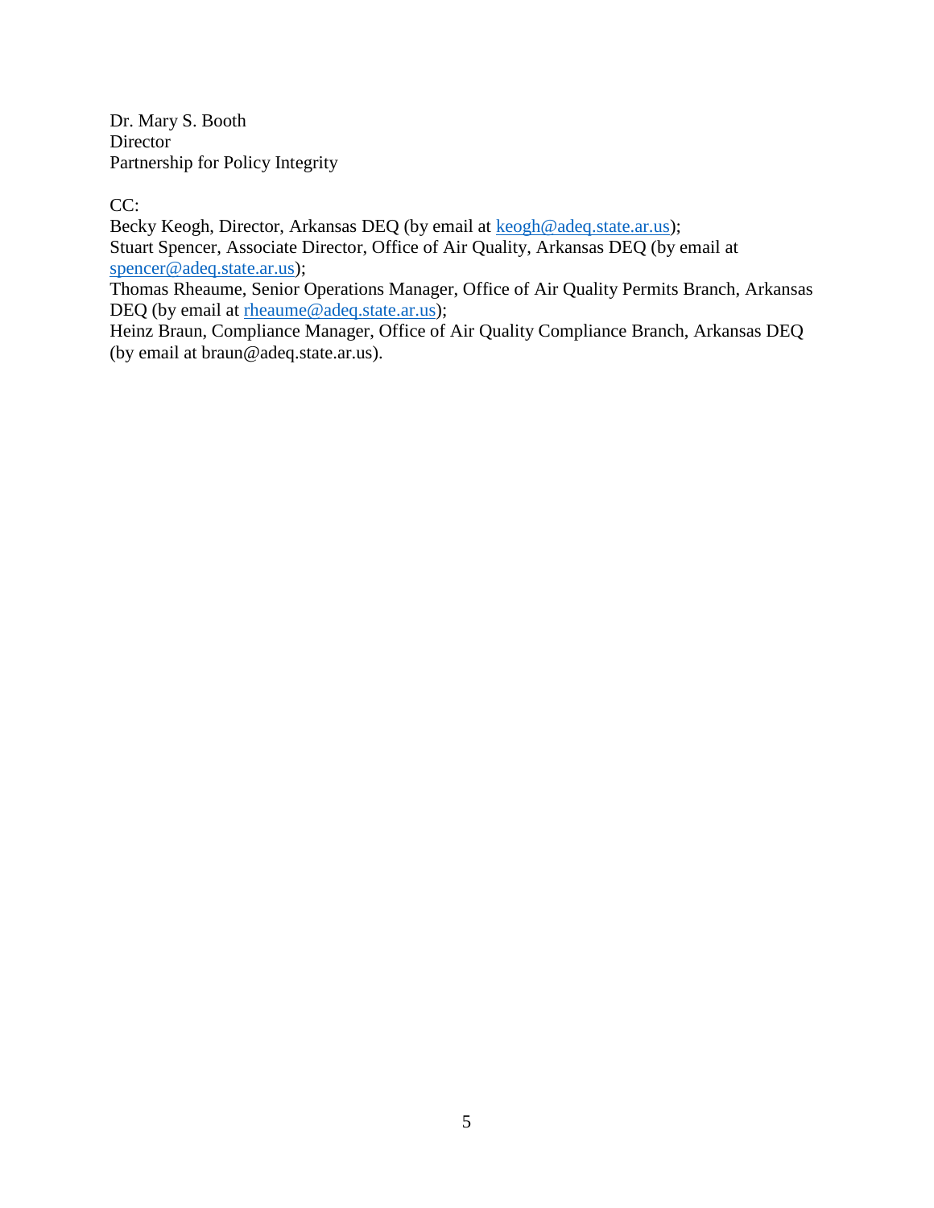Dr. Mary S. Booth  
Director  
Partnership for Policy Integrity

CC:  
Becky Keogh, Director, Arkansas DEQ (by email at keogh@adeq.state.ar.us);  
Stuart Spencer, Associate Director, Office of Air Quality, Arkansas DEQ (by email at spencer@adeq.state.ar.us);  
Thomas Rheaume, Senior Operations Manager, Office of Air Quality Permits Branch, Arkansas DEQ (by email at rheaume@adeq.state.ar.us);  
Heinz Braun, Compliance Manager, Office of Air Quality Compliance Branch, Arkansas DEQ (by email at braun@adeq.state.ar.us).